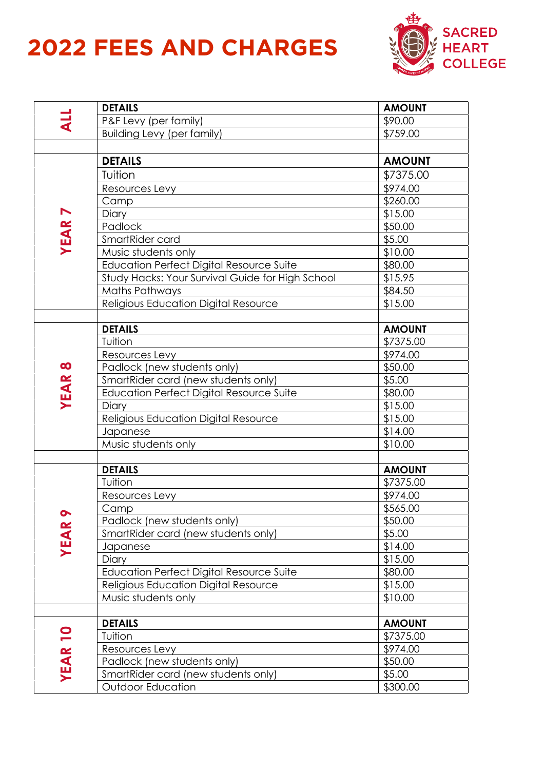# 2022 FEES AND CHARGES

SACRED HEART COLLEGE

| | DETAILS | AMOUNT |
|---|---|---|
| **ALL** | P&F Levy (per family) | $90.00 |
| | Building Levy (per family) | $759.00 |
| | | |
| **YEAR 7** | **DETAILS** | **AMOUNT** |
| | Tuition | $7375.00 |
| | Resources Levy | $974.00 |
| | Camp | $260.00 |
| | Diary | $15.00 |
| | Padlock | $50.00 |
| | SmartRider card | $5.00 |
| | Music students only | $10.00 |
| | Education Perfect Digital Resource Suite | $80.00 |
| | Study Hacks: Your Survival Guide for High School | $15.95 |
| | Maths Pathways | $84.50 |
| | Religious Education Digital Resource | $15.00 |
| | | |
| **YEAR 8** | **DETAILS** | **AMOUNT** |
| | Tuition | $7375.00 |
| | Resources Levy | $974.00 |
| | Padlock (new students only) | $50.00 |
| | SmartRider card (new students only) | $5.00 |
| | Education Perfect Digital Resource Suite | $80.00 |
| | Diary | $15.00 |
| | Religious Education Digital Resource | $15.00 |
| | Japanese | $14.00 |
| | Music students only | $10.00 |
| | | |
| **YEAR 9** | **DETAILS** | **AMOUNT** |
| | Tuition | $7375.00 |
| | Resources Levy | $974.00 |
| | Camp | $565.00 |
| | Padlock (new students only) | $50.00 |
| | SmartRider card (new students only) | $5.00 |
| | Japanese | $14.00 |
| | Diary | $15.00 |
| | Education Perfect Digital Resource Suite | $80.00 |
| | Religious Education Digital Resource | $15.00 |
| | Music students only | $10.00 |
| | | |
| **YEAR 10** | **DETAILS** | **AMOUNT** |
| | Tuition | $7375.00 |
| | Resources Levy | $974.00 |
| | Padlock (new students only) | $50.00 |
| | SmartRider card (new students only) | $5.00 |
| | Outdoor Education | $300.00 |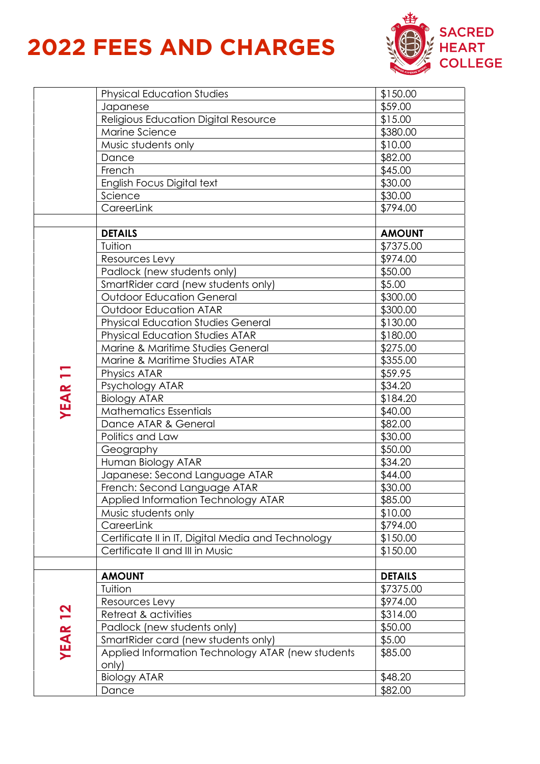# 2022 FEES AND CHARGES

SACRED HEART COLLEGE

| | | |
|---|---|---|
| | Physical Education Studies | $150.00 |
| | Japanese | $59.00 |
| | Religious Education Digital Resource | $15.00 |
| | Marine Science | $380.00 |
| | Music students only | $10.00 |
| | Dance | $82.00 |
| | French | $45.00 |
| | English Focus Digital text | $30.00 |
| | Science | $30.00 |
| | CareerLink | $794.00 |
| | | |
| YEAR 11 | **DETAILS** | **AMOUNT** |
| | Tuition | $7375.00 |
| | Resources Levy | $974.00 |
| | Padlock (new students only) | $50.00 |
| | SmartRider card (new students only) | $5.00 |
| | Outdoor Education General | $300.00 |
| | Outdoor Education ATAR | $300.00 |
| | Physical Education Studies General | $130.00 |
| | Physical Education Studies ATAR | $180.00 |
| | Marine & Maritime Studies General | $275.00 |
| | Marine & Maritime Studies ATAR | $355.00 |
| | Physics ATAR | $59.95 |
| | Psychology ATAR | $34.20 |
| | Biology ATAR | $184.20 |
| | Mathematics Essentials | $40.00 |
| | Dance ATAR & General | $82.00 |
| | Politics and Law | $30.00 |
| | Geography | $50.00 |
| | Human Biology ATAR | $34.20 |
| | Japanese: Second Language ATAR | $44.00 |
| | French: Second Language ATAR | $30.00 |
| | Applied Information Technology ATAR | $85.00 |
| | Music students only | $10.00 |
| | CareerLink | $794.00 |
| | Certificate II in IT, Digital Media and Technology | $150.00 |
| | Certificate II and III in Music | $150.00 |
| | | |
| YEAR 12 | **AMOUNT** | **DETAILS** |
| | Tuition | $7375.00 |
| | Resources Levy | $974.00 |
| | Retreat & activities | $314.00 |
| | Padlock (new students only) | $50.00 |
| | SmartRider card (new students only) | $5.00 |
| | Applied Information Technology ATAR (new students only) | $85.00 |
| | Biology ATAR | $48.20 |
| | Dance | $82.00 |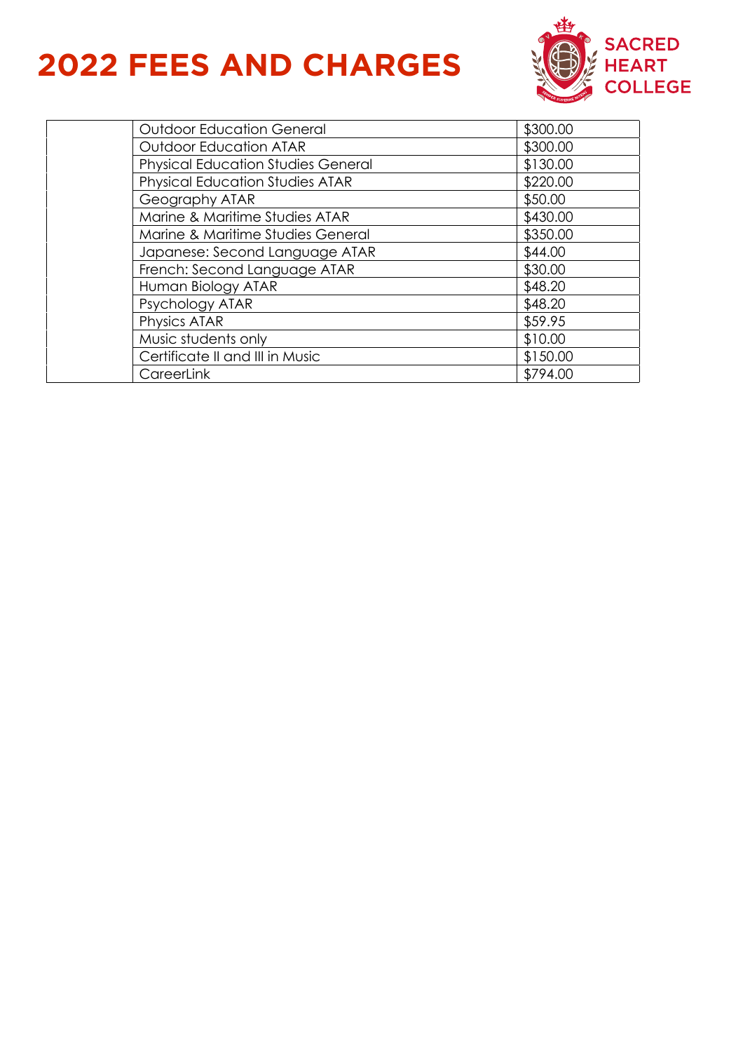# 2022 FEES AND CHARGES

SACRED HEART COLLEGE

| | | |
|---|---|---|
| | Outdoor Education General | $300.00 |
| | Outdoor Education ATAR | $300.00 |
| | Physical Education Studies General | $130.00 |
| | Physical Education Studies ATAR | $220.00 |
| | Geography ATAR | $50.00 |
| | Marine & Maritime Studies ATAR | $430.00 |
| | Marine & Maritime Studies General | $350.00 |
| | Japanese: Second Language ATAR | $44.00 |
| | French: Second Language ATAR | $30.00 |
| | Human Biology ATAR | $48.20 |
| | Psychology ATAR | $48.20 |
| | Physics ATAR | $59.95 |
| | Music students only | $10.00 |
| | Certificate II and III in Music | $150.00 |
| | CareerLink | $794.00 |